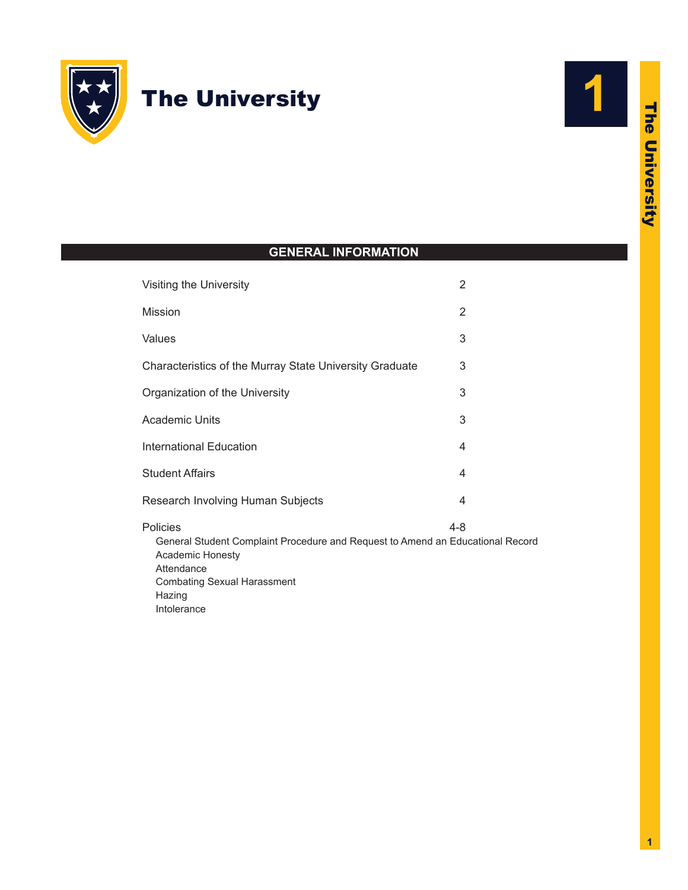# The University

## 1

## GENERAL INFORMATION

| | |
|---|---|
| Visiting the University | 2 |
| Mission | 2 |
| Values | 3 |
| Characteristics of the Murray State University Graduate | 3 |
| Organization of the University | 3 |
| Academic Units | 3 |
| International Education | 4 |
| Student Affairs | 4 |
| Research Involving Human Subjects | 4 |
| Policies | 4-8 |

- General Student Complaint Procedure and Request to Amend an Educational Record
- Academic Honesty
- Attendance
- Combating Sexual Harassment
- Hazing
- Intolerance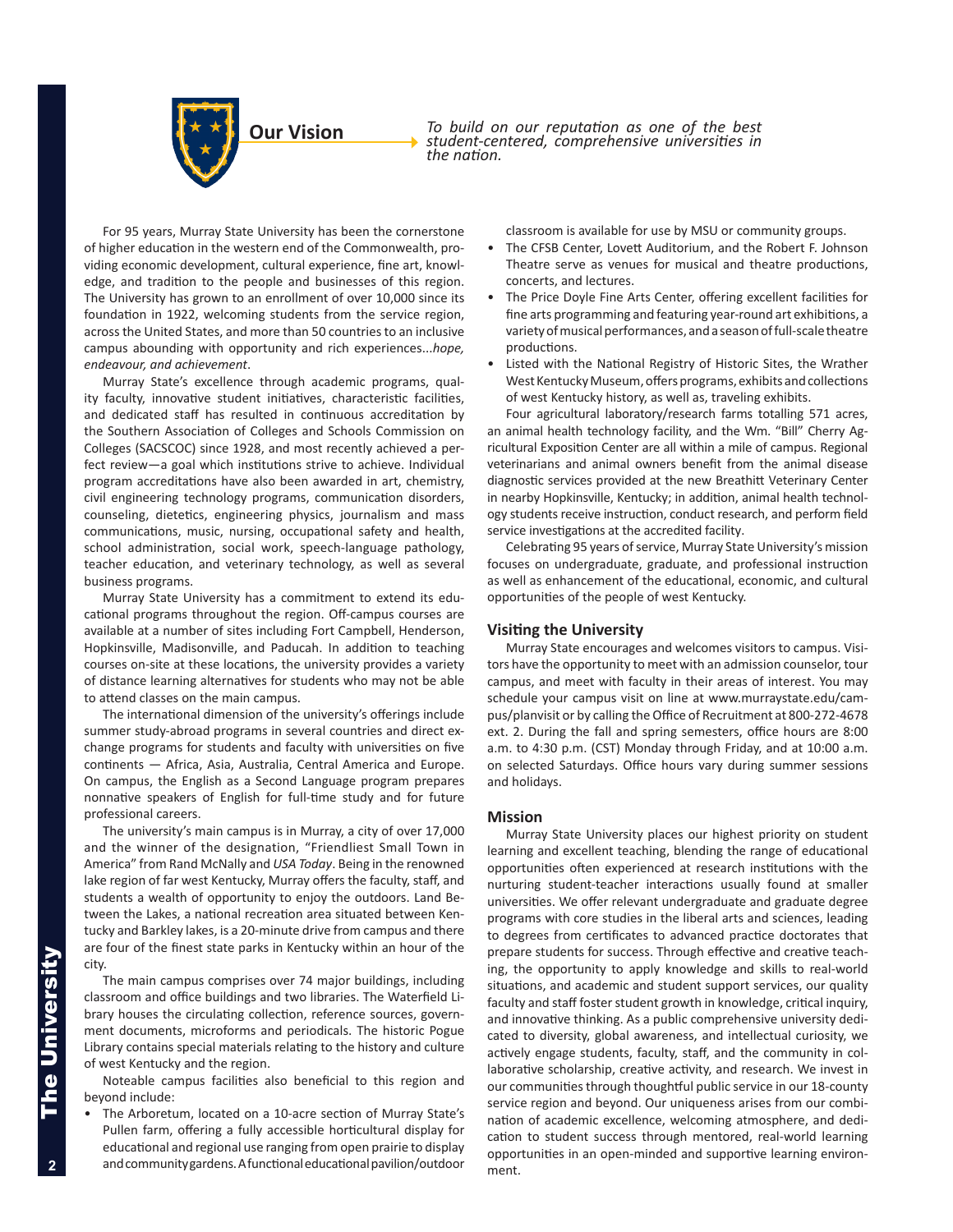## Our Vision

*To build on our reputation as one of the best student-centered, comprehensive universities in the nation.*

For 95 years, Murray State University has been the cornerstone of higher education in the western end of the Commonwealth, providing economic development, cultural experience, fine art, knowledge, and tradition to the people and businesses of this region. The University has grown to an enrollment of over 10,000 since its foundation in 1922, welcoming students from the service region, across the United States, and more than 50 countries to an inclusive campus abounding with opportunity and rich experiences...*hope, endeavour, and achievement*.

Murray State's excellence through academic programs, quality faculty, innovative student initiatives, characteristic facilities, and dedicated staff has resulted in continuous accreditation by the Southern Association of Colleges and Schools Commission on Colleges (SACSCOC) since 1928, and most recently achieved a perfect review—a goal which institutions strive to achieve. Individual program accreditations have also been awarded in art, chemistry, civil engineering technology programs, communication disorders, counseling, dietetics, engineering physics, journalism and mass communications, music, nursing, occupational safety and health, school administration, social work, speech-language pathology, teacher education, and veterinary technology, as well as several business programs.

Murray State University has a commitment to extend its educational programs throughout the region. Off-campus courses are available at a number of sites including Fort Campbell, Henderson, Hopkinsville, Madisonville, and Paducah. In addition to teaching courses on-site at these locations, the university provides a variety of distance learning alternatives for students who may not be able to attend classes on the main campus.

The international dimension of the university's offerings include summer study-abroad programs in several countries and direct exchange programs for students and faculty with universities on five continents — Africa, Asia, Australia, Central America and Europe. On campus, the English as a Second Language program prepares nonnative speakers of English for full-time study and for future professional careers.

The university's main campus is in Murray, a city of over 17,000 and the winner of the designation, "Friendliest Small Town in America" from Rand McNally and *USA Today*. Being in the renowned lake region of far west Kentucky, Murray offers the faculty, staff, and students a wealth of opportunity to enjoy the outdoors. Land Between the Lakes, a national recreation area situated between Kentucky and Barkley lakes, is a 20-minute drive from campus and there are four of the finest state parks in Kentucky within an hour of the city.

The main campus comprises over 74 major buildings, including classroom and office buildings and two libraries. The Waterfield Library houses the circulating collection, reference sources, government documents, microforms and periodicals. The historic Pogue Library contains special materials relating to the history and culture of west Kentucky and the region.

Noteable campus facilities also beneficial to this region and beyond include:

- The Arboretum, located on a 10-acre section of Murray State's Pullen farm, offering a fully accessible horticultural display for educational and regional use ranging from open prairie to display and community gardens. A functional educational pavilion/outdoor classroom is available for use by MSU or community groups.
- The CFSB Center, Lovett Auditorium, and the Robert F. Johnson Theatre serve as venues for musical and theatre productions, concerts, and lectures.
- The Price Doyle Fine Arts Center, offering excellent facilities for fine arts programming and featuring year-round art exhibitions, a variety of musical performances, and a season of full-scale theatre productions.
- Listed with the National Registry of Historic Sites, the Wrather West Kentucky Museum, offers programs, exhibits and collections of west Kentucky history, as well as, traveling exhibits.

Four agricultural laboratory/research farms totalling 571 acres, an animal health technology facility, and the Wm. "Bill" Cherry Agricultural Exposition Center are all within a mile of campus. Regional veterinarians and animal owners benefit from the animal disease diagnostic services provided at the new Breathitt Veterinary Center in nearby Hopkinsville, Kentucky; in addition, animal health technology students receive instruction, conduct research, and perform field service investigations at the accredited facility.

Celebrating 95 years of service, Murray State University's mission focuses on undergraduate, graduate, and professional instruction as well as enhancement of the educational, economic, and cultural opportunities of the people of west Kentucky.

### Visiting the University

Murray State encourages and welcomes visitors to campus. Visitors have the opportunity to meet with an admission counselor, tour campus, and meet with faculty in their areas of interest. You may schedule your campus visit on line at www.murraystate.edu/campus/planvisit or by calling the Office of Recruitment at 800-272-4678 ext. 2. During the fall and spring semesters, office hours are 8:00 a.m. to 4:30 p.m. (CST) Monday through Friday, and at 10:00 a.m. on selected Saturdays. Office hours vary during summer sessions and holidays.

### Mission

Murray State University places our highest priority on student learning and excellent teaching, blending the range of educational opportunities often experienced at research institutions with the nurturing student-teacher interactions usually found at smaller universities. We offer relevant undergraduate and graduate degree programs with core studies in the liberal arts and sciences, leading to degrees from certificates to advanced practice doctorates that prepare students for success. Through effective and creative teaching, the opportunity to apply knowledge and skills to real-world situations, and academic and student support services, our quality faculty and staff foster student growth in knowledge, critical inquiry, and innovative thinking. As a public comprehensive university dedicated to diversity, global awareness, and intellectual curiosity, we actively engage students, faculty, staff, and the community in collaborative scholarship, creative activity, and research. We invest in our communities through thoughtful public service in our 18-county service region and beyond. Our uniqueness arises from our combination of academic excellence, welcoming atmosphere, and dedication to student success through mentored, real-world learning opportunities in an open-minded and supportive learning environment.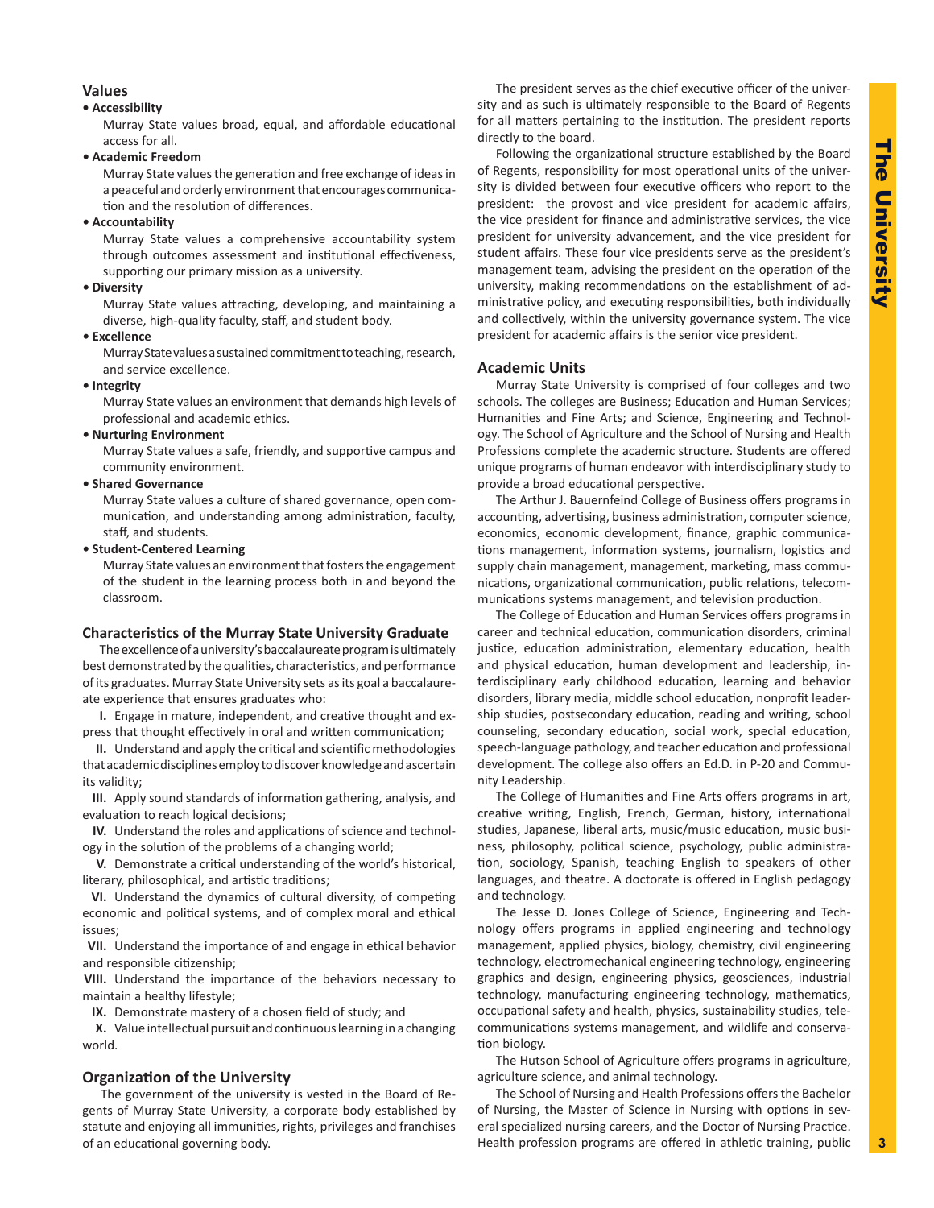## Values

- **Accessibility**

  Murray State values broad, equal, and affordable educational access for all.

- **Academic Freedom**

  Murray State values the generation and free exchange of ideas in a peaceful and orderly environment that encourages communication and the resolution of differences.

- **Accountability**

  Murray State values a comprehensive accountability system through outcomes assessment and institutional effectiveness, supporting our primary mission as a university.

- **Diversity**

  Murray State values attracting, developing, and maintaining a diverse, high-quality faculty, staff, and student body.

- **Excellence**

  Murray State values a sustained commitment to teaching, research, and service excellence.

- **Integrity**

  Murray State values an environment that demands high levels of professional and academic ethics.

- **Nurturing Environment**

  Murray State values a safe, friendly, and supportive campus and community environment.

- **Shared Governance**

  Murray State values a culture of shared governance, open communication, and understanding among administration, faculty, staff, and students.

- **Student-Centered Learning**

  Murray State values an environment that fosters the engagement of the student in the learning process both in and beyond the classroom.

## Characteristics of the Murray State University Graduate

The excellence of a university's baccalaureate program is ultimately best demonstrated by the qualities, characteristics, and performance of its graduates. Murray State University sets as its goal a baccalaureate experience that ensures graduates who:

**I.** Engage in mature, independent, and creative thought and express that thought effectively in oral and written communication;

**II.** Understand and apply the critical and scientific methodologies that academic disciplines employ to discover knowledge and ascertain its validity;

**III.** Apply sound standards of information gathering, analysis, and evaluation to reach logical decisions;

**IV.** Understand the roles and applications of science and technology in the solution of the problems of a changing world;

**V.** Demonstrate a critical understanding of the world's historical, literary, philosophical, and artistic traditions;

**VI.** Understand the dynamics of cultural diversity, of competing economic and political systems, and of complex moral and ethical issues;

**VII.** Understand the importance of and engage in ethical behavior and responsible citizenship;

**VIII.** Understand the importance of the behaviors necessary to maintain a healthy lifestyle;

**IX.** Demonstrate mastery of a chosen field of study; and

**X.** Value intellectual pursuit and continuous learning in a changing world.

## Organization of the University

The government of the university is vested in the Board of Regents of Murray State University, a corporate body established by statute and enjoying all immunities, rights, privileges and franchises of an educational governing body.

The president serves as the chief executive officer of the university and as such is ultimately responsible to the Board of Regents for all matters pertaining to the institution. The president reports directly to the board.

Following the organizational structure established by the Board of Regents, responsibility for most operational units of the university is divided between four executive officers who report to the president: the provost and vice president for academic affairs, the vice president for finance and administrative services, the vice president for university advancement, and the vice president for student affairs. These four vice presidents serve as the president's management team, advising the president on the operation of the university, making recommendations on the establishment of administrative policy, and executing responsibilities, both individually and collectively, within the university governance system. The vice president for academic affairs is the senior vice president.

## Academic Units

Murray State University is comprised of four colleges and two schools. The colleges are Business; Education and Human Services; Humanities and Fine Arts; and Science, Engineering and Technology. The School of Agriculture and the School of Nursing and Health Professions complete the academic structure. Students are offered unique programs of human endeavor with interdisciplinary study to provide a broad educational perspective.

The Arthur J. Bauernfeind College of Business offers programs in accounting, advertising, business administration, computer science, economics, economic development, finance, graphic communications management, information systems, journalism, logistics and supply chain management, management, marketing, mass communications, organizational communication, public relations, telecommunications systems management, and television production.

The College of Education and Human Services offers programs in career and technical education, communication disorders, criminal justice, education administration, elementary education, health and physical education, human development and leadership, interdisciplinary early childhood education, learning and behavior disorders, library media, middle school education, nonprofit leadership studies, postsecondary education, reading and writing, school counseling, secondary education, social work, special education, speech-language pathology, and teacher education and professional development. The college also offers an Ed.D. in P-20 and Community Leadership.

The College of Humanities and Fine Arts offers programs in art, creative writing, English, French, German, history, international studies, Japanese, liberal arts, music/music education, music business, philosophy, political science, psychology, public administration, sociology, Spanish, teaching English to speakers of other languages, and theatre. A doctorate is offered in English pedagogy and technology.

The Jesse D. Jones College of Science, Engineering and Technology offers programs in applied engineering and technology management, applied physics, biology, chemistry, civil engineering technology, electromechanical engineering technology, engineering graphics and design, engineering physics, geosciences, industrial technology, manufacturing engineering technology, mathematics, occupational safety and health, physics, sustainability studies, telecommunications systems management, and wildlife and conservation biology.

The Hutson School of Agriculture offers programs in agriculture, agriculture science, and animal technology.

The School of Nursing and Health Professions offers the Bachelor of Nursing, the Master of Science in Nursing with options in several specialized nursing careers, and the Doctor of Nursing Practice. Health profession programs are offered in athletic training, public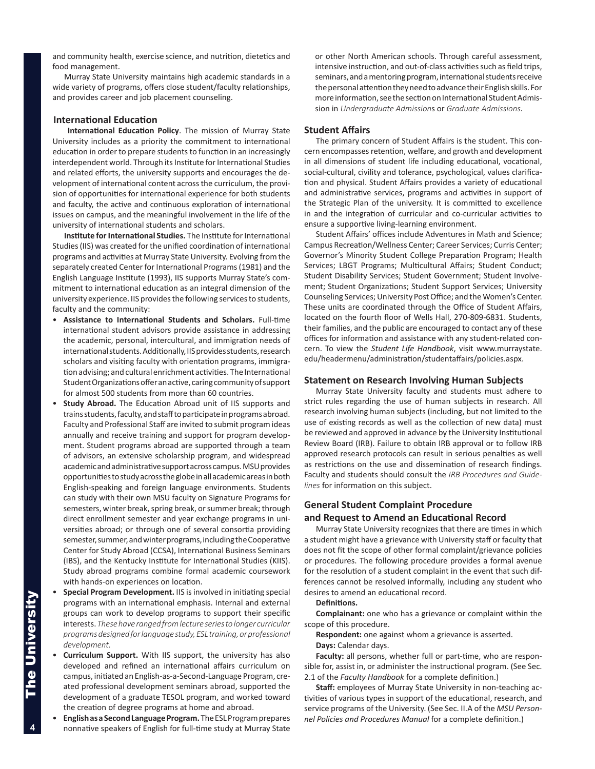and community health, exercise science, and nutrition, dietetics and food management.

Murray State University maintains high academic standards in a wide variety of programs, offers close student/faculty relationships, and provides career and job placement counseling.

## International Education

**International Education Policy**. The mission of Murray State University includes as a priority the commitment to international education in order to prepare students to function in an increasingly interdependent world. Through its Institute for International Studies and related efforts, the university supports and encourages the development of international content across the curriculum, the provision of opportunities for international experience for both students and faculty, the active and continuous exploration of international issues on campus, and the meaningful involvement in the life of the university of international students and scholars.

**Institute for International Studies.** The Institute for International Studies (IIS) was created for the unified coordination of international programs and activities at Murray State University. Evolving from the separately created Center for International Programs (1981) and the English Language Institute (1993), IIS supports Murray State's commitment to international education as an integral dimension of the university experience. IIS provides the following services to students, faculty and the community:

- **Assistance to International Students and Scholars.** Full-time international student advisors provide assistance in addressing the academic, personal, intercultural, and immigration needs of international students. Additionally, IIS provides students, research scholars and visiting faculty with orientation programs, immigration advising; and cultural enrichment activities. The International Student Organizations offer an active, caring community of support for almost 500 students from more than 60 countries.
- **Study Abroad.** The Education Abroad unit of IIS supports and trains students, faculty, and staff to participate in programs abroad. Faculty and Professional Staff are invited to submit program ideas annually and receive training and support for program development. Student programs abroad are supported through a team of advisors, an extensive scholarship program, and widespread academic and administrative support across campus. MSU provides opportunities to study across the globe in all academic areas in both English-speaking and foreign language environments. Students can study with their own MSU faculty on Signature Programs for semesters, winter break, spring break, or summer break; through direct enrollment semester and year exchange programs in universities abroad; or through one of several consortia providing semester, summer, and winter programs, including the Cooperative Center for Study Abroad (CCSA), International Business Seminars (IBS), and the Kentucky Institute for International Studies (KIIS). Study abroad programs combine formal academic coursework with hands-on experiences on location.
- **Special Program Development.** IIS is involved in initiating special programs with an international emphasis. Internal and external groups can work to develop programs to support their specific interests. *These have ranged from lecture series to longer curricular programs designed for language study, ESL training, or professional development.*
- **Curriculum Support.** With IIS support, the university has also developed and refined an international affairs curriculum on campus, initiated an English-as-a-Second-Language Program, created professional development seminars abroad, supported the development of a graduate TESOL program, and worked toward the creation of degree programs at home and abroad.
- **English as a Second Language Program.** The ESL Program prepares nonnative speakers of English for full-time study at Murray State or other North American schools. Through careful assessment, intensive instruction, and out-of-class activities such as field trips, seminars, and a mentoring program, international students receive the personal attention they need to advance their English skills. For more information, see the section on International Student Admission in *Undergraduate Admission*s or *Graduate Admissions*.

## Student Affairs

The primary concern of Student Affairs is the student. This concern encompasses retention, welfare, and growth and development in all dimensions of student life including educational, vocational, social-cultural, civility and tolerance, psychological, values clarification and physical. Student Affairs provides a variety of educational and administrative services, programs and activities in support of the Strategic Plan of the university. It is committed to excellence in and the integration of curricular and co-curricular activities to ensure a supportive living-learning environment.

Student Affairs' offices include Adventures in Math and Science; Campus Recreation/Wellness Center; Career Services; Curris Center; Governor's Minority Student College Preparation Program; Health Services; LBGT Programs; Multicultural Affairs; Student Conduct; Student Disability Services; Student Government; Student Involvement; Student Organizations; Student Support Services; University Counseling Services; University Post Office; and the Women's Center. These units are coordinated through the Office of Student Affairs, located on the fourth floor of Wells Hall, 270-809-6831. Students, their families, and the public are encouraged to contact any of these offices for information and assistance with any student-related concern. To view the *Student Life Handbook*, visit www.murraystate.edu/headermenu/administration/studentaffairs/policies.aspx.

## Statement on Research Involving Human Subjects

Murray State University faculty and students must adhere to strict rules regarding the use of human subjects in research. All research involving human subjects (including, but not limited to the use of existing records as well as the collection of new data) must be reviewed and approved in advance by the University Institutional Review Board (IRB). Failure to obtain IRB approval or to follow IRB approved research protocols can result in serious penalties as well as restrictions on the use and dissemination of research findings. Faculty and students should consult the *IRB Procedures and Guidelines* for information on this subject.

## General Student Complaint Procedure and Request to Amend an Educational Record

Murray State University recognizes that there are times in which a student might have a grievance with University staff or faculty that does not fit the scope of other formal complaint/grievance policies or procedures. The following procedure provides a formal avenue for the resolution of a student complaint in the event that such differences cannot be resolved informally, including any student who desires to amend an educational record.

**Definitions.**

**Complainant:** one who has a grievance or complaint within the scope of this procedure.

**Respondent:** one against whom a grievance is asserted.

**Days:** Calendar days.

**Faculty:** all persons, whether full or part-time, who are responsible for, assist in, or administer the instructional program. (See Sec. 2.1 of the *Faculty Handbook* for a complete definition.)

**Staff:** employees of Murray State University in non-teaching activities of various types in support of the educational, research, and service programs of the University. (See Sec. II.A of the *MSU Personnel Policies and Procedures Manual* for a complete definition.)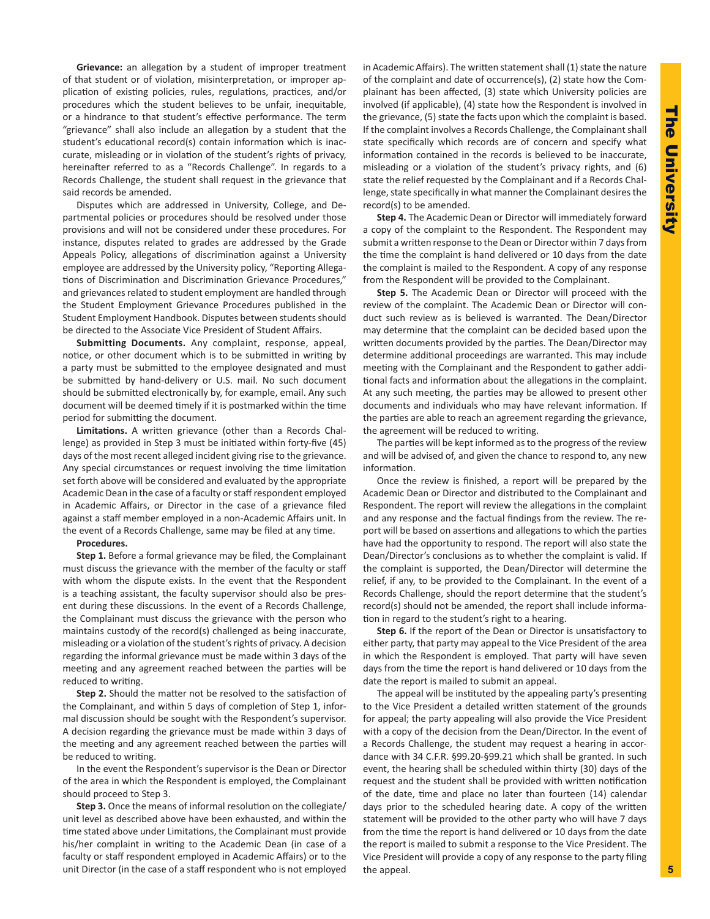**Grievance:** an allegation by a student of improper treatment of that student or of violation, misinterpretation, or improper application of existing policies, rules, regulations, practices, and/or procedures which the student believes to be unfair, inequitable, or a hindrance to that student's effective performance. The term "grievance" shall also include an allegation by a student that the student's educational record(s) contain information which is inaccurate, misleading or in violation of the student's rights of privacy, hereinafter referred to as a "Records Challenge". In regards to a Records Challenge, the student shall request in the grievance that said records be amended.

Disputes which are addressed in University, College, and Departmental policies or procedures should be resolved under those provisions and will not be considered under these procedures. For instance, disputes related to grades are addressed by the Grade Appeals Policy, allegations of discrimination against a University employee are addressed by the University policy, "Reporting Allegations of Discrimination and Discrimination Grievance Procedures," and grievances related to student employment are handled through the Student Employment Grievance Procedures published in the Student Employment Handbook. Disputes between students should be directed to the Associate Vice President of Student Affairs.

**Submitting Documents.** Any complaint, response, appeal, notice, or other document which is to be submitted in writing by a party must be submitted to the employee designated and must be submitted by hand-delivery or U.S. mail. No such document should be submitted electronically by, for example, email. Any such document will be deemed timely if it is postmarked within the time period for submitting the document.

**Limitations.** A written grievance (other than a Records Challenge) as provided in Step 3 must be initiated within forty-five (45) days of the most recent alleged incident giving rise to the grievance. Any special circumstances or request involving the time limitation set forth above will be considered and evaluated by the appropriate Academic Dean in the case of a faculty or staff respondent employed in Academic Affairs, or Director in the case of a grievance filed against a staff member employed in a non-Academic Affairs unit. In the event of a Records Challenge, same may be filed at any time.

**Procedures.**

**Step 1.** Before a formal grievance may be filed, the Complainant must discuss the grievance with the member of the faculty or staff with whom the dispute exists. In the event that the Respondent is a teaching assistant, the faculty supervisor should also be present during these discussions. In the event of a Records Challenge, the Complainant must discuss the grievance with the person who maintains custody of the record(s) challenged as being inaccurate, misleading or a violation of the student's rights of privacy. A decision regarding the informal grievance must be made within 3 days of the meeting and any agreement reached between the parties will be reduced to writing.

**Step 2.** Should the matter not be resolved to the satisfaction of the Complainant, and within 5 days of completion of Step 1, informal discussion should be sought with the Respondent's supervisor. A decision regarding the grievance must be made within 3 days of the meeting and any agreement reached between the parties will be reduced to writing.

In the event the Respondent's supervisor is the Dean or Director of the area in which the Respondent is employed, the Complainant should proceed to Step 3.

**Step 3.** Once the means of informal resolution on the collegiate/unit level as described above have been exhausted, and within the time stated above under Limitations, the Complainant must provide his/her complaint in writing to the Academic Dean (in case of a faculty or staff respondent employed in Academic Affairs) or to the unit Director (in the case of a staff respondent who is not employed in Academic Affairs). The written statement shall (1) state the nature of the complaint and date of occurrence(s), (2) state how the Complainant has been affected, (3) state which University policies are involved (if applicable), (4) state how the Respondent is involved in the grievance, (5) state the facts upon which the complaint is based. If the complaint involves a Records Challenge, the Complainant shall state specifically which records are of concern and specify what information contained in the records is believed to be inaccurate, misleading or a violation of the student's privacy rights, and (6) state the relief requested by the Complainant and if a Records Challenge, state specifically in what manner the Complainant desires the record(s) to be amended.

**Step 4.** The Academic Dean or Director will immediately forward a copy of the complaint to the Respondent. The Respondent may submit a written response to the Dean or Director within 7 days from the time the complaint is hand delivered or 10 days from the date the complaint is mailed to the Respondent. A copy of any response from the Respondent will be provided to the Complainant.

**Step 5.** The Academic Dean or Director will proceed with the review of the complaint. The Academic Dean or Director will conduct such review as is believed is warranted. The Dean/Director may determine that the complaint can be decided based upon the written documents provided by the parties. The Dean/Director may determine additional proceedings are warranted. This may include meeting with the Complainant and the Respondent to gather additional facts and information about the allegations in the complaint. At any such meeting, the parties may be allowed to present other documents and individuals who may have relevant information. If the parties are able to reach an agreement regarding the grievance, the agreement will be reduced to writing.

The parties will be kept informed as to the progress of the review and will be advised of, and given the chance to respond to, any new information.

Once the review is finished, a report will be prepared by the Academic Dean or Director and distributed to the Complainant and Respondent. The report will review the allegations in the complaint and any response and the factual findings from the review. The report will be based on assertions and allegations to which the parties have had the opportunity to respond. The report will also state the Dean/Director's conclusions as to whether the complaint is valid. If the complaint is supported, the Dean/Director will determine the relief, if any, to be provided to the Complainant. In the event of a Records Challenge, should the report determine that the student's record(s) should not be amended, the report shall include information in regard to the student's right to a hearing.

**Step 6.** If the report of the Dean or Director is unsatisfactory to either party, that party may appeal to the Vice President of the area in which the Respondent is employed. That party will have seven days from the time the report is hand delivered or 10 days from the date the report is mailed to submit an appeal.

The appeal will be instituted by the appealing party's presenting to the Vice President a detailed written statement of the grounds for appeal; the party appealing will also provide the Vice President with a copy of the decision from the Dean/Director. In the event of a Records Challenge, the student may request a hearing in accordance with 34 C.F.R. §99.20-§99.21 which shall be granted. In such event, the hearing shall be scheduled within thirty (30) days of the request and the student shall be provided with written notification of the date, time and place no later than fourteen (14) calendar days prior to the scheduled hearing date. A copy of the written statement will be provided to the other party who will have 7 days from the time the report is hand delivered or 10 days from the date the report is mailed to submit a response to the Vice President. The Vice President will provide a copy of any response to the party filing the appeal.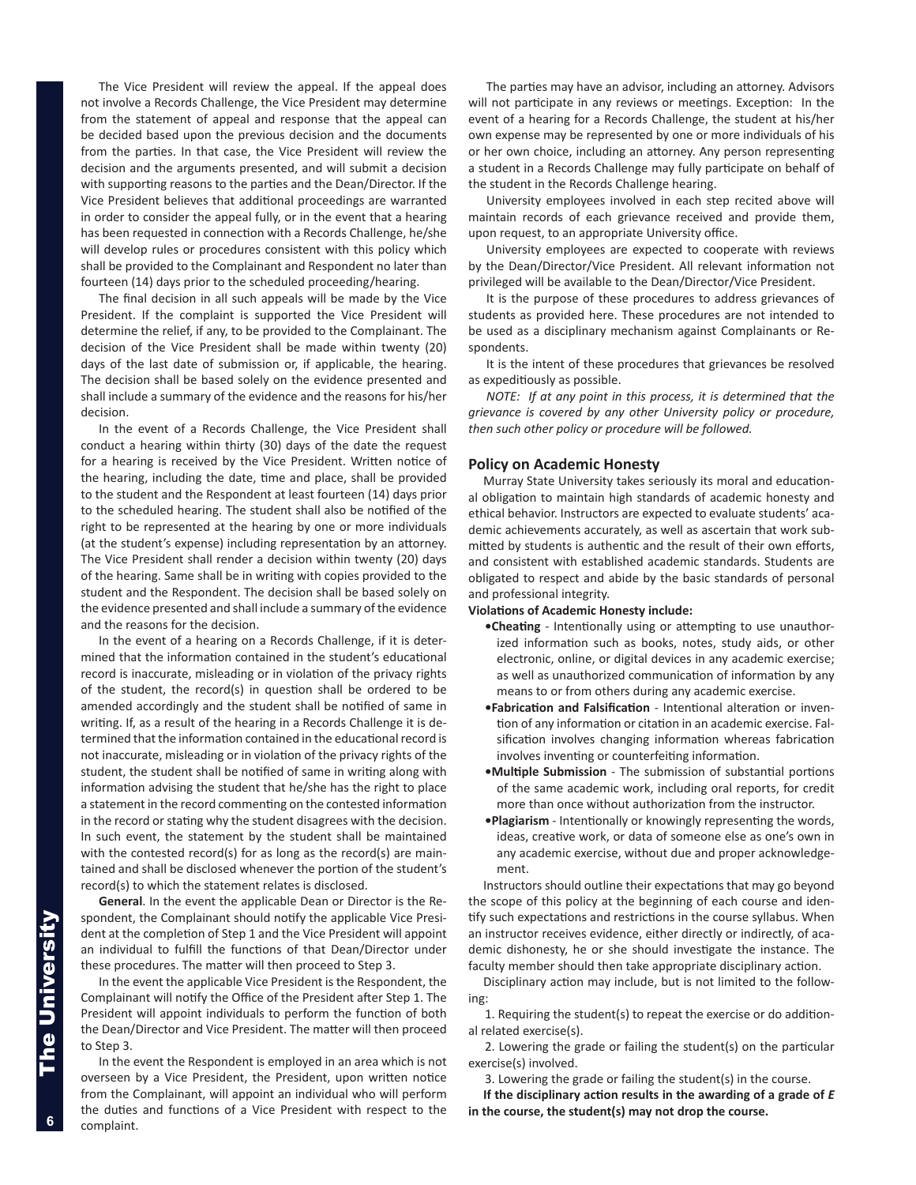The Vice President will review the appeal. If the appeal does not involve a Records Challenge, the Vice President may determine from the statement of appeal and response that the appeal can be decided based upon the previous decision and the documents from the parties. In that case, the Vice President will review the decision and the arguments presented, and will submit a decision with supporting reasons to the parties and the Dean/Director. If the Vice President believes that additional proceedings are warranted in order to consider the appeal fully, or in the event that a hearing has been requested in connection with a Records Challenge, he/she will develop rules or procedures consistent with this policy which shall be provided to the Complainant and Respondent no later than fourteen (14) days prior to the scheduled proceeding/hearing.

The final decision in all such appeals will be made by the Vice President. If the complaint is supported the Vice President will determine the relief, if any, to be provided to the Complainant. The decision of the Vice President shall be made within twenty (20) days of the last date of submission or, if applicable, the hearing. The decision shall be based solely on the evidence presented and shall include a summary of the evidence and the reasons for his/her decision.

In the event of a Records Challenge, the Vice President shall conduct a hearing within thirty (30) days of the date the request for a hearing is received by the Vice President. Written notice of the hearing, including the date, time and place, shall be provided to the student and the Respondent at least fourteen (14) days prior to the scheduled hearing. The student shall also be notified of the right to be represented at the hearing by one or more individuals (at the student's expense) including representation by an attorney. The Vice President shall render a decision within twenty (20) days of the hearing. Same shall be in writing with copies provided to the student and the Respondent. The decision shall be based solely on the evidence presented and shall include a summary of the evidence and the reasons for the decision.

In the event of a hearing on a Records Challenge, if it is determined that the information contained in the student's educational record is inaccurate, misleading or in violation of the privacy rights of the student, the record(s) in question shall be ordered to be amended accordingly and the student shall be notified of same in writing. If, as a result of the hearing in a Records Challenge it is determined that the information contained in the educational record is not inaccurate, misleading or in violation of the privacy rights of the student, the student shall be notified of same in writing along with information advising the student that he/she has the right to place a statement in the record commenting on the contested information in the record or stating why the student disagrees with the decision. In such event, the statement by the student shall be maintained with the contested record(s) for as long as the record(s) are maintained and shall be disclosed whenever the portion of the student's record(s) to which the statement relates is disclosed.

**General**. In the event the applicable Dean or Director is the Respondent, the Complainant should notify the applicable Vice President at the completion of Step 1 and the Vice President will appoint an individual to fulfill the functions of that Dean/Director under these procedures. The matter will then proceed to Step 3.

In the event the applicable Vice President is the Respondent, the Complainant will notify the Office of the President after Step 1. The President will appoint individuals to perform the function of both the Dean/Director and Vice President. The matter will then proceed to Step 3.

In the event the Respondent is employed in an area which is not overseen by a Vice President, the President, upon written notice from the Complainant, will appoint an individual who will perform the duties and functions of a Vice President with respect to the complaint.

The parties may have an advisor, including an attorney. Advisors will not participate in any reviews or meetings. Exception: In the event of a hearing for a Records Challenge, the student at his/her own expense may be represented by one or more individuals of his or her own choice, including an attorney. Any person representing a student in a Records Challenge may fully participate on behalf of the student in the Records Challenge hearing.

University employees involved in each step recited above will maintain records of each grievance received and provide them, upon request, to an appropriate University office.

University employees are expected to cooperate with reviews by the Dean/Director/Vice President. All relevant information not privileged will be available to the Dean/Director/Vice President.

It is the purpose of these procedures to address grievances of students as provided here. These procedures are not intended to be used as a disciplinary mechanism against Complainants or Respondents.

It is the intent of these procedures that grievances be resolved as expeditiously as possible.

*NOTE: If at any point in this process, it is determined that the grievance is covered by any other University policy or procedure, then such other policy or procedure will be followed.*

## Policy on Academic Honesty

Murray State University takes seriously its moral and educational obligation to maintain high standards of academic honesty and ethical behavior. Instructors are expected to evaluate students' academic achievements accurately, as well as ascertain that work submitted by students is authentic and the result of their own efforts, and consistent with established academic standards. Students are obligated to respect and abide by the basic standards of personal and professional integrity.

**Violations of Academic Honesty include:**

- **Cheating** - Intentionally using or attempting to use unauthorized information such as books, notes, study aids, or other electronic, online, or digital devices in any academic exercise; as well as unauthorized communication of information by any means to or from others during any academic exercise.
- **Fabrication and Falsification** - Intentional alteration or invention of any information or citation in an academic exercise. Falsification involves changing information whereas fabrication involves inventing or counterfeiting information.
- **Multiple Submission** - The submission of substantial portions of the same academic work, including oral reports, for credit more than once without authorization from the instructor.
- **Plagiarism** - Intentionally or knowingly representing the words, ideas, creative work, or data of someone else as one's own in any academic exercise, without due and proper acknowledgement.

Instructors should outline their expectations that may go beyond the scope of this policy at the beginning of each course and identify such expectations and restrictions in the course syllabus. When an instructor receives evidence, either directly or indirectly, of academic dishonesty, he or she should investigate the instance. The faculty member should then take appropriate disciplinary action.

Disciplinary action may include, but is not limited to the following:

1. Requiring the student(s) to repeat the exercise or do additional related exercise(s).

2. Lowering the grade or failing the student(s) on the particular exercise(s) involved.

3. Lowering the grade or failing the student(s) in the course.

**If the disciplinary action results in the awarding of a grade of *E* in the course, the student(s) may not drop the course.**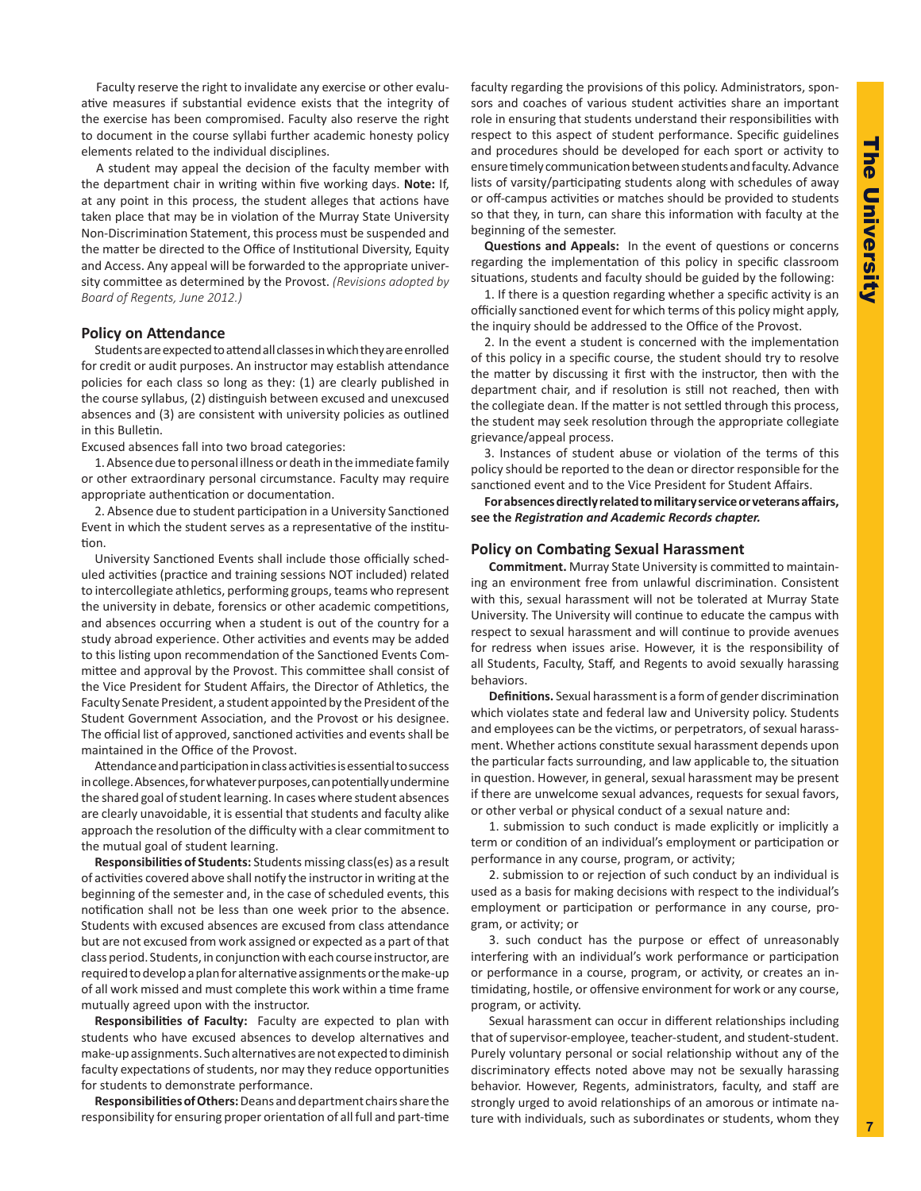Faculty reserve the right to invalidate any exercise or other evaluative measures if substantial evidence exists that the integrity of the exercise has been compromised. Faculty also reserve the right to document in the course syllabi further academic honesty policy elements related to the individual disciplines.

A student may appeal the decision of the faculty member with the department chair in writing within five working days. **Note:** If, at any point in this process, the student alleges that actions have taken place that may be in violation of the Murray State University Non-Discrimination Statement, this process must be suspended and the matter be directed to the Office of Institutional Diversity, Equity and Access. Any appeal will be forwarded to the appropriate university committee as determined by the Provost. *(Revisions adopted by Board of Regents, June 2012.)*

### Policy on Attendance

Students are expected to attend all classes in which they are enrolled for credit or audit purposes. An instructor may establish attendance policies for each class so long as they: (1) are clearly published in the course syllabus, (2) distinguish between excused and unexcused absences and (3) are consistent with university policies as outlined in this Bulletin.

Excused absences fall into two broad categories:

1. Absence due to personal illness or death in the immediate family or other extraordinary personal circumstance. Faculty may require appropriate authentication or documentation.

2. Absence due to student participation in a University Sanctioned Event in which the student serves as a representative of the institution.

University Sanctioned Events shall include those officially scheduled activities (practice and training sessions NOT included) related to intercollegiate athletics, performing groups, teams who represent the university in debate, forensics or other academic competitions, and absences occurring when a student is out of the country for a study abroad experience. Other activities and events may be added to this listing upon recommendation of the Sanctioned Events Committee and approval by the Provost. This committee shall consist of the Vice President for Student Affairs, the Director of Athletics, the Faculty Senate President, a student appointed by the President of the Student Government Association, and the Provost or his designee. The official list of approved, sanctioned activities and events shall be maintained in the Office of the Provost.

Attendance and participation in class activities is essential to success in college. Absences, for whatever purposes, can potentially undermine the shared goal of student learning. In cases where student absences are clearly unavoidable, it is essential that students and faculty alike approach the resolution of the difficulty with a clear commitment to the mutual goal of student learning.

**Responsibilities of Students:** Students missing class(es) as a result of activities covered above shall notify the instructor in writing at the beginning of the semester and, in the case of scheduled events, this notification shall not be less than one week prior to the absence. Students with excused absences are excused from class attendance but are not excused from work assigned or expected as a part of that class period. Students, in conjunction with each course instructor, are required to develop a plan for alternative assignments or the make-up of all work missed and must complete this work within a time frame mutually agreed upon with the instructor.

**Responsibilities of Faculty:** Faculty are expected to plan with students who have excused absences to develop alternatives and make-up assignments. Such alternatives are not expected to diminish faculty expectations of students, nor may they reduce opportunities for students to demonstrate performance.

**Responsibilities of Others:** Deans and department chairs share the responsibility for ensuring proper orientation of all full and part-time faculty regarding the provisions of this policy. Administrators, sponsors and coaches of various student activities share an important role in ensuring that students understand their responsibilities with respect to this aspect of student performance. Specific guidelines and procedures should be developed for each sport or activity to ensure timely communication between students and faculty. Advance lists of varsity/participating students along with schedules of away or off-campus activities or matches should be provided to students so that they, in turn, can share this information with faculty at the beginning of the semester.

**Questions and Appeals:** In the event of questions or concerns regarding the implementation of this policy in specific classroom situations, students and faculty should be guided by the following:

1. If there is a question regarding whether a specific activity is an officially sanctioned event for which terms of this policy might apply, the inquiry should be addressed to the Office of the Provost.

2. In the event a student is concerned with the implementation of this policy in a specific course, the student should try to resolve the matter by discussing it first with the instructor, then with the department chair, and if resolution is still not reached, then with the collegiate dean. If the matter is not settled through this process, the student may seek resolution through the appropriate collegiate grievance/appeal process.

3. Instances of student abuse or violation of the terms of this policy should be reported to the dean or director responsible for the sanctioned event and to the Vice President for Student Affairs.

**For absences directly related to military service or veterans affairs, see the *Registration and Academic Records chapter.***

### Policy on Combating Sexual Harassment

**Commitment.** Murray State University is committed to maintaining an environment free from unlawful discrimination. Consistent with this, sexual harassment will not be tolerated at Murray State University. The University will continue to educate the campus with respect to sexual harassment and will continue to provide avenues for redress when issues arise. However, it is the responsibility of all Students, Faculty, Staff, and Regents to avoid sexually harassing behaviors.

**Definitions.** Sexual harassment is a form of gender discrimination which violates state and federal law and University policy. Students and employees can be the victims, or perpetrators, of sexual harassment. Whether actions constitute sexual harassment depends upon the particular facts surrounding, and law applicable to, the situation in question. However, in general, sexual harassment may be present if there are unwelcome sexual advances, requests for sexual favors, or other verbal or physical conduct of a sexual nature and:

1. submission to such conduct is made explicitly or implicitly a term or condition of an individual's employment or participation or performance in any course, program, or activity;

2. submission to or rejection of such conduct by an individual is used as a basis for making decisions with respect to the individual's employment or participation or performance in any course, program, or activity; or

3. such conduct has the purpose or effect of unreasonably interfering with an individual's work performance or participation or performance in a course, program, or activity, or creates an intimidating, hostile, or offensive environment for work or any course, program, or activity.

Sexual harassment can occur in different relationships including that of supervisor-employee, teacher-student, and student-student. Purely voluntary personal or social relationship without any of the discriminatory effects noted above may not be sexually harassing behavior. However, Regents, administrators, faculty, and staff are strongly urged to avoid relationships of an amorous or intimate nature with individuals, such as subordinates or students, whom they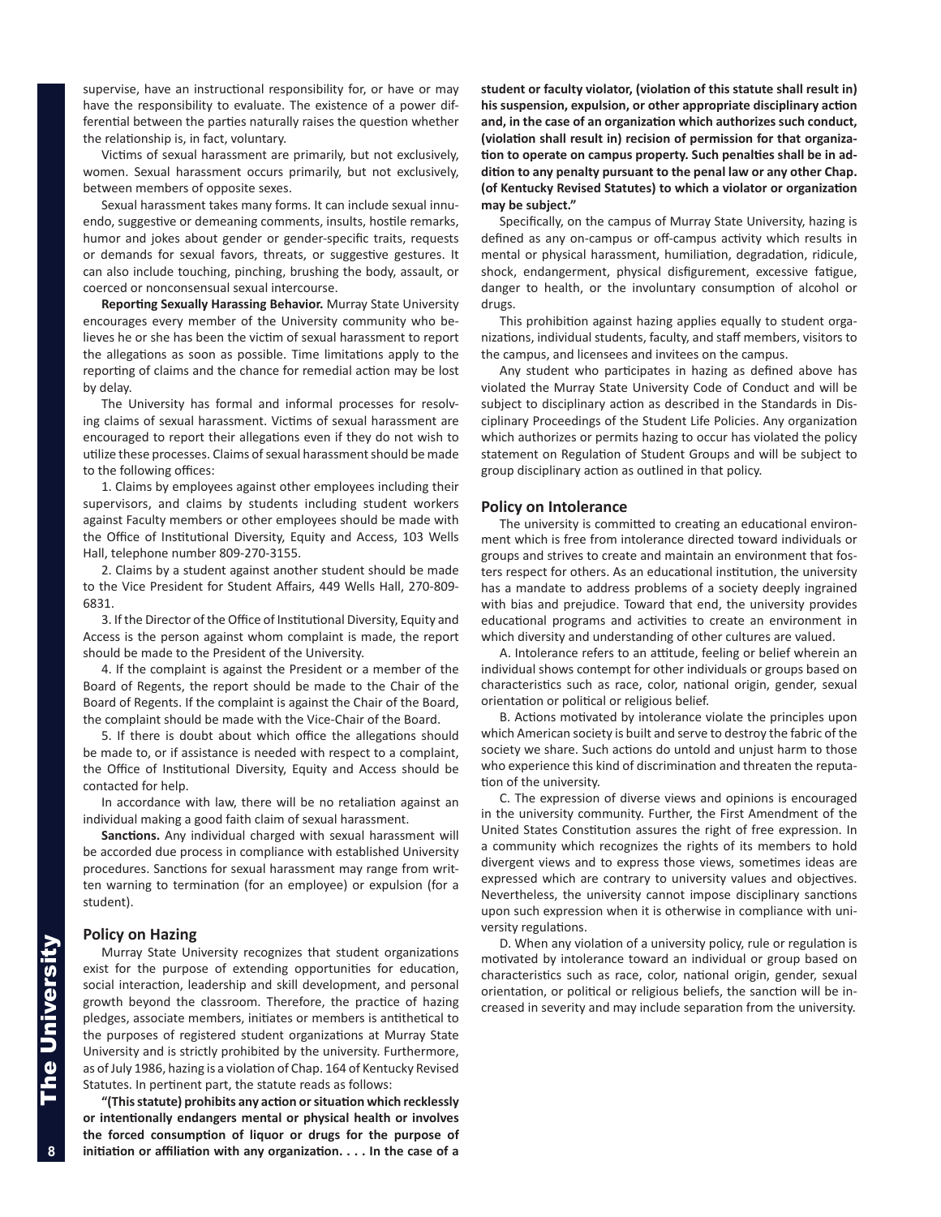supervise, have an instructional responsibility for, or have or may have the responsibility to evaluate. The existence of a power differential between the parties naturally raises the question whether the relationship is, in fact, voluntary.

Victims of sexual harassment are primarily, but not exclusively, women. Sexual harassment occurs primarily, but not exclusively, between members of opposite sexes.

Sexual harassment takes many forms. It can include sexual innuendo, suggestive or demeaning comments, insults, hostile remarks, humor and jokes about gender or gender-specific traits, requests or demands for sexual favors, threats, or suggestive gestures. It can also include touching, pinching, brushing the body, assault, or coerced or nonconsensual sexual intercourse.

**Reporting Sexually Harassing Behavior.** Murray State University encourages every member of the University community who believes he or she has been the victim of sexual harassment to report the allegations as soon as possible. Time limitations apply to the reporting of claims and the chance for remedial action may be lost by delay.

The University has formal and informal processes for resolving claims of sexual harassment. Victims of sexual harassment are encouraged to report their allegations even if they do not wish to utilize these processes. Claims of sexual harassment should be made to the following offices:

1. Claims by employees against other employees including their supervisors, and claims by students including student workers against Faculty members or other employees should be made with the Office of Institutional Diversity, Equity and Access, 103 Wells Hall, telephone number 809-270-3155.

2. Claims by a student against another student should be made to the Vice President for Student Affairs, 449 Wells Hall, 270-809-6831.

3. If the Director of the Office of Institutional Diversity, Equity and Access is the person against whom complaint is made, the report should be made to the President of the University.

4. If the complaint is against the President or a member of the Board of Regents, the report should be made to the Chair of the Board of Regents. If the complaint is against the Chair of the Board, the complaint should be made with the Vice-Chair of the Board.

5. If there is doubt about which office the allegations should be made to, or if assistance is needed with respect to a complaint, the Office of Institutional Diversity, Equity and Access should be contacted for help.

In accordance with law, there will be no retaliation against an individual making a good faith claim of sexual harassment.

**Sanctions.** Any individual charged with sexual harassment will be accorded due process in compliance with established University procedures. Sanctions for sexual harassment may range from written warning to termination (for an employee) or expulsion (for a student).

### Policy on Hazing

Murray State University recognizes that student organizations exist for the purpose of extending opportunities for education, social interaction, leadership and skill development, and personal growth beyond the classroom. Therefore, the practice of hazing pledges, associate members, initiates or members is antithetical to the purposes of registered student organizations at Murray State University and is strictly prohibited by the university. Furthermore, as of July 1986, hazing is a violation of Chap. 164 of Kentucky Revised Statutes. In pertinent part, the statute reads as follows:

**"(This statute) prohibits any action or situation which recklessly or intentionally endangers mental or physical health or involves the forced consumption of liquor or drugs for the purpose of initiation or affiliation with any organization. . . . In the case of a student or faculty violator, (violation of this statute shall result in) his suspension, expulsion, or other appropriate disciplinary action and, in the case of an organization which authorizes such conduct, (violation shall result in) recision of permission for that organization to operate on campus property. Such penalties shall be in addition to any penalty pursuant to the penal law or any other Chap. (of Kentucky Revised Statutes) to which a violator or organization may be subject."**

Specifically, on the campus of Murray State University, hazing is defined as any on-campus or off-campus activity which results in mental or physical harassment, humiliation, degradation, ridicule, shock, endangerment, physical disfigurement, excessive fatigue, danger to health, or the involuntary consumption of alcohol or drugs.

This prohibition against hazing applies equally to student organizations, individual students, faculty, and staff members, visitors to the campus, and licensees and invitees on the campus.

Any student who participates in hazing as defined above has violated the Murray State University Code of Conduct and will be subject to disciplinary action as described in the Standards in Disciplinary Proceedings of the Student Life Policies. Any organization which authorizes or permits hazing to occur has violated the policy statement on Regulation of Student Groups and will be subject to group disciplinary action as outlined in that policy.

### Policy on Intolerance

The university is committed to creating an educational environment which is free from intolerance directed toward individuals or groups and strives to create and maintain an environment that fosters respect for others. As an educational institution, the university has a mandate to address problems of a society deeply ingrained with bias and prejudice. Toward that end, the university provides educational programs and activities to create an environment in which diversity and understanding of other cultures are valued.

A. Intolerance refers to an attitude, feeling or belief wherein an individual shows contempt for other individuals or groups based on characteristics such as race, color, national origin, gender, sexual orientation or political or religious belief.

B. Actions motivated by intolerance violate the principles upon which American society is built and serve to destroy the fabric of the society we share. Such actions do untold and unjust harm to those who experience this kind of discrimination and threaten the reputation of the university.

C. The expression of diverse views and opinions is encouraged in the university community. Further, the First Amendment of the United States Constitution assures the right of free expression. In a community which recognizes the rights of its members to hold divergent views and to express those views, sometimes ideas are expressed which are contrary to university values and objectives. Nevertheless, the university cannot impose disciplinary sanctions upon such expression when it is otherwise in compliance with university regulations.

D. When any violation of a university policy, rule or regulation is motivated by intolerance toward an individual or group based on characteristics such as race, color, national origin, gender, sexual orientation, or political or religious beliefs, the sanction will be increased in severity and may include separation from the university.